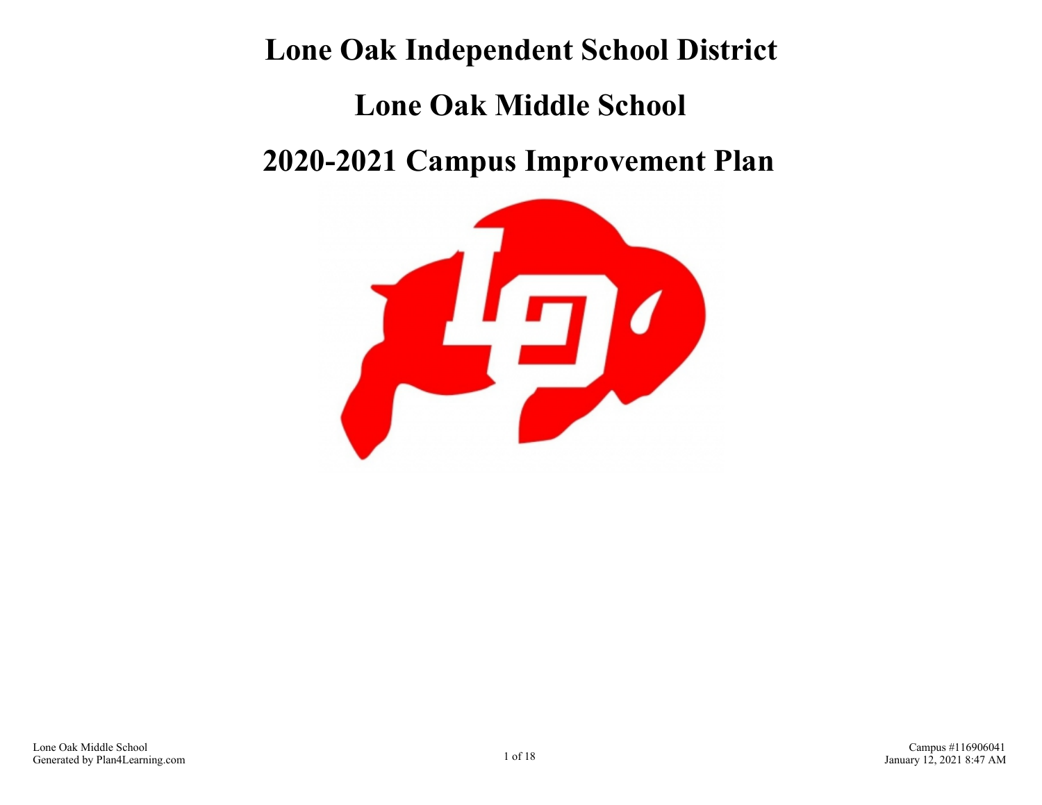# Lone Oak Independent School District

# Lone Oak Middle School

# 2020-2021 Campus Improvement Plan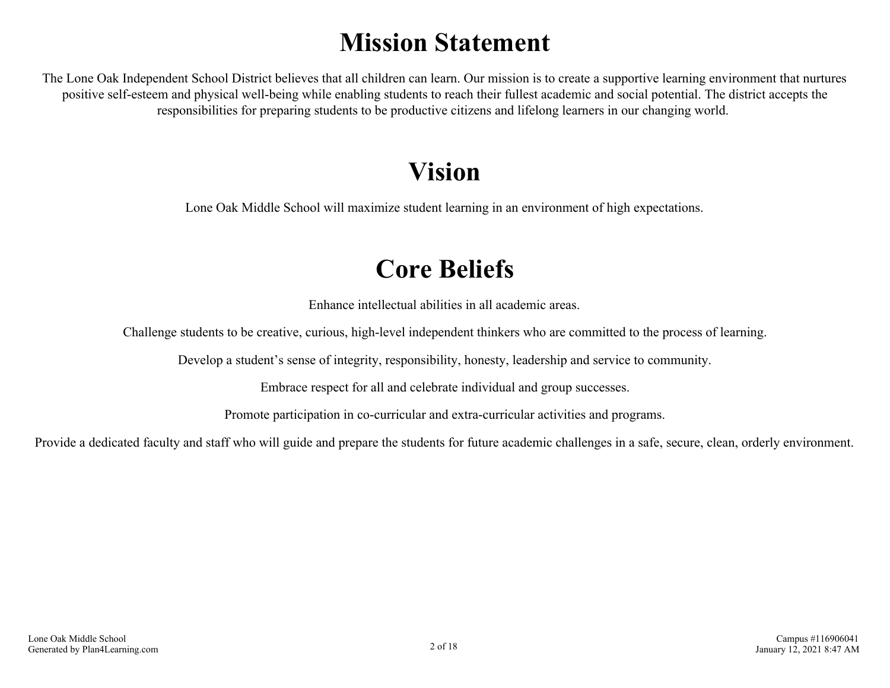# Mission Statement

The Lone Oak Independent School District believes that all children can learn. Our mission is to create a supportive learning environment that nurtures positive self-esteem and physical well-being while enabling students to reach their fullest academic and social potential. The district accepts the responsibilities for preparing students to be productive citizens and lifelong learners in our changing world.

# Vision

Lone Oak Middle School will maximize student learning in an environment of high expectations.

# Core Beliefs

Enhance intellectual abilities in all academic areas.

Challenge students to be creative, curious, high-level independent thinkers who are committed to the process of learning.

Develop a student's sense of integrity, responsibility, honesty, leadership and service to community.

Embrace respect for all and celebrate individual and group successes.

Promote participation in co-curricular and extra-curricular activities and programs.

Provide a dedicated faculty and staff who will guide and prepare the students for future academic challenges in a safe, secure, clean, orderly environment.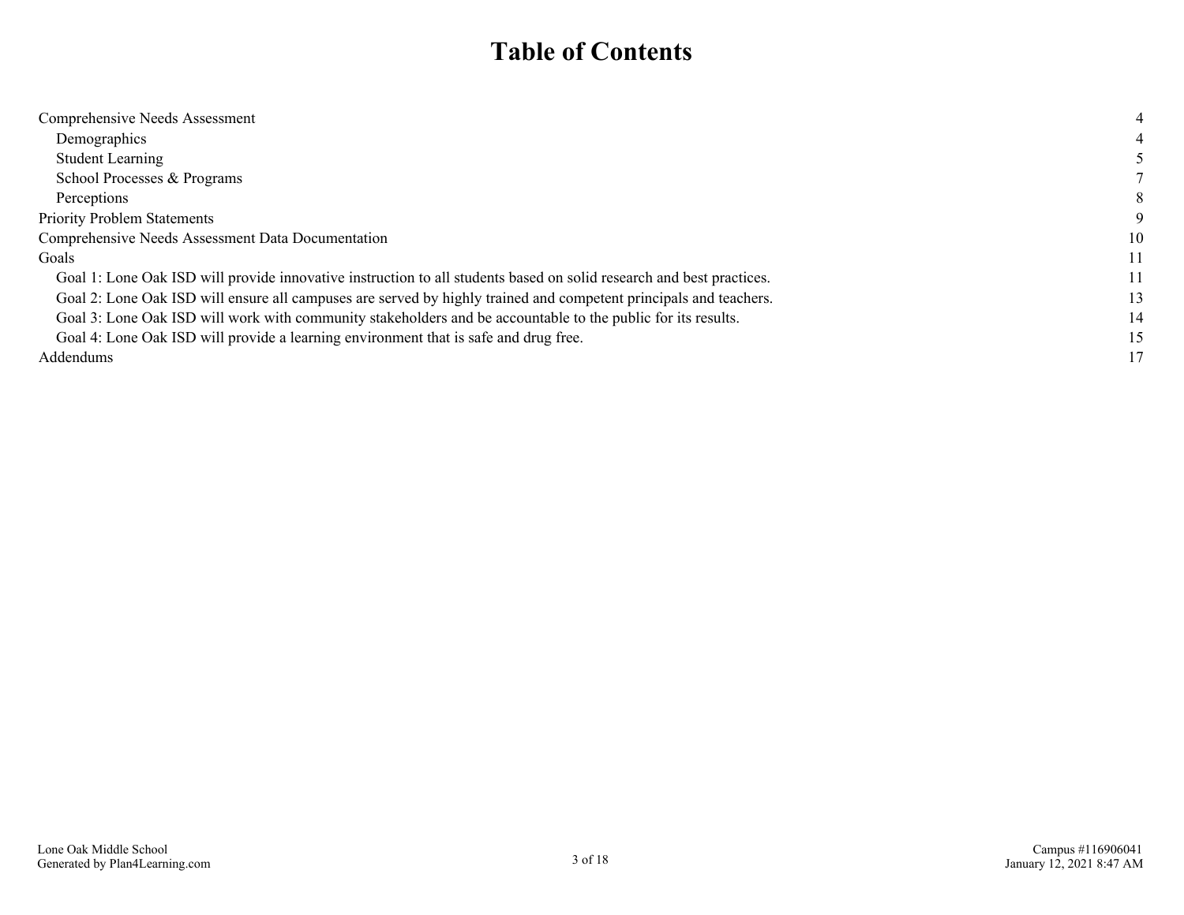# Table of Contents

| | |
|---|---|
| Comprehensive Needs Assessment | 4 |
| Demographics | 4 |
| Student Learning | 5 |
| School Processes & Programs | 7 |
| Perceptions | 8 |
| Priority Problem Statements | 9 |
| Comprehensive Needs Assessment Data Documentation | 10 |
| Goals | 11 |
| Goal 1: Lone Oak ISD will provide innovative instruction to all students based on solid research and best practices. | 11 |
| Goal 2: Lone Oak ISD will ensure all campuses are served by highly trained and competent principals and teachers. | 13 |
| Goal 3: Lone Oak ISD will work with community stakeholders and be accountable to the public for its results. | 14 |
| Goal 4: Lone Oak ISD will provide a learning environment that is safe and drug free. | 15 |
| Addendums | 17 |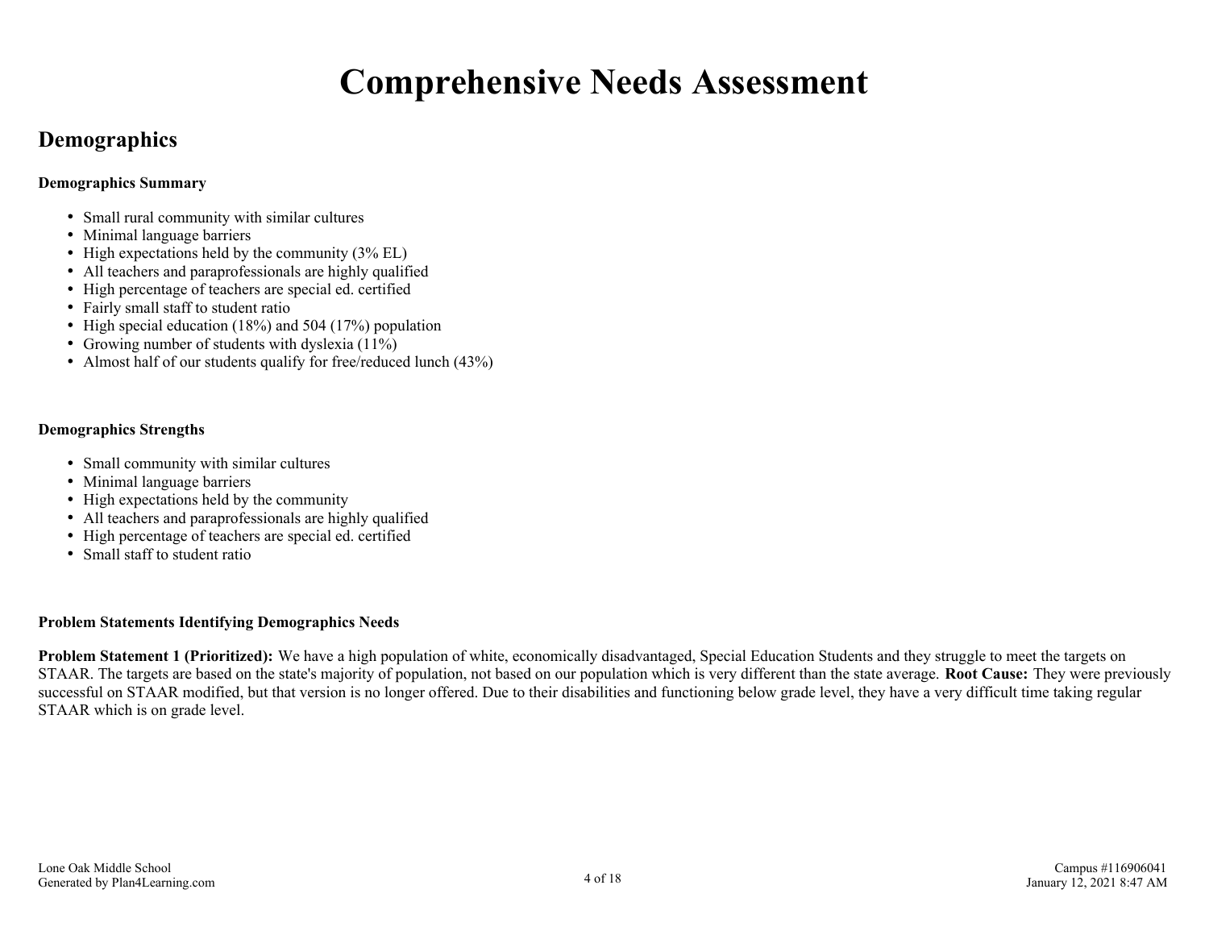# Comprehensive Needs Assessment

## Demographics

**Demographics Summary**

- Small rural community with similar cultures
- Minimal language barriers
- High expectations held by the community (3% EL)
- All teachers and paraprofessionals are highly qualified
- High percentage of teachers are special ed. certified
- Fairly small staff to student ratio
- High special education (18%) and 504 (17%) population
- Growing number of students with dyslexia (11%)
- Almost half of our students qualify for free/reduced lunch (43%)

**Demographics Strengths**

- Small community with similar cultures
- Minimal language barriers
- High expectations held by the community
- All teachers and paraprofessionals are highly qualified
- High percentage of teachers are special ed. certified
- Small staff to student ratio

**Problem Statements Identifying Demographics Needs**

**Problem Statement 1 (Prioritized):** We have a high population of white, economically disadvantaged, Special Education Students and they struggle to meet the targets on STAAR. The targets are based on the state's majority of population, not based on our population which is very different than the state average. **Root Cause:** They were previously successful on STAAR modified, but that version is no longer offered. Due to their disabilities and functioning below grade level, they have a very difficult time taking regular STAAR which is on grade level.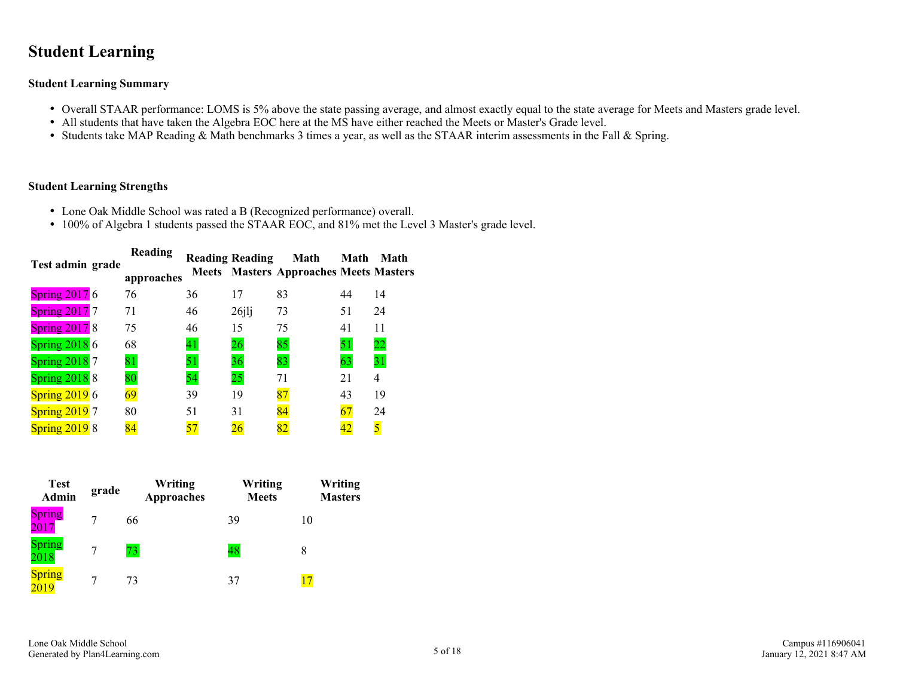# Student Learning

### Student Learning Summary

- Overall STAAR performance: LOMS is 5% above the state passing average, and almost exactly equal to the state average for Meets and Masters grade level.
- All students that have taken the Algebra EOC here at the MS have either reached the Meets or Master's Grade level.
- Students take MAP Reading & Math benchmarks 3 times a year, as well as the STAAR interim assessments in the Fall & Spring.

### Student Learning Strengths

- Lone Oak Middle School was rated a B (Recognized performance) overall.
- 100% of Algebra 1 students passed the STAAR EOC, and 81% met the Level 3 Master's grade level.

| Test admin | grade | Reading approaches | Reading Meets | Reading Masters | Math Approaches | Math Meets | Math Masters |
|---|---|---|---|---|---|---|---|
| Spring 2017 | 6 | 76 | 36 | 17 | 83 | 44 | 14 |
| Spring 2017 | 7 | 71 | 46 | 26jlj | 73 | 51 | 24 |
| Spring 2017 | 8 | 75 | 46 | 15 | 75 | 41 | 11 |
| Spring 2018 | 6 | 68 | 41 | 26 | 85 | 51 | 22 |
| Spring 2018 | 7 | 81 | 51 | 36 | 83 | 63 | 31 |
| Spring 2018 | 8 | 80 | 54 | 25 | 71 | 21 | 4 |
| Spring 2019 | 6 | 69 | 39 | 19 | 87 | 43 | 19 |
| Spring 2019 | 7 | 80 | 51 | 31 | 84 | 67 | 24 |
| Spring 2019 | 8 | 84 | 57 | 26 | 82 | 42 | 5 |

| Test Admin | grade | Writing Approaches | Writing Meets | Writing Masters |
|---|---|---|---|---|
| Spring 2017 | 7 | 66 | 39 | 10 |
| Spring 2018 | 7 | 73 | 48 | 8 |
| Spring 2019 | 7 | 73 | 37 | 17 |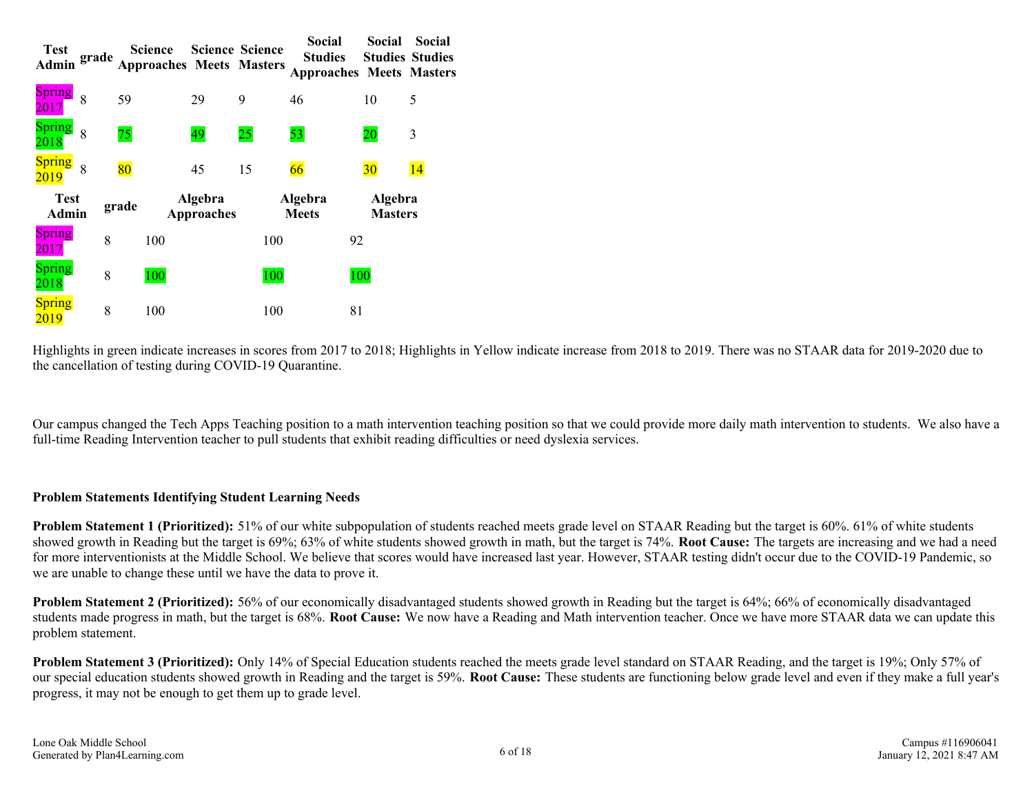| Test Admin | grade | Science Approaches | Science Meets | Science Masters | Social Studies Approaches | Social Studies Meets | Social Studies Masters |
|---|---|---|---|---|---|---|---|
| Spring 2017 | 8 | 59 | 29 | 9 | 46 | 10 | 5 |
| Spring 2018 | 8 | 75 | 49 | 25 | 53 | 20 | 3 |
| Spring 2019 | 8 | 80 | 45 | 15 | 66 | 30 | 14 |

| Test Admin | grade | Algebra Approaches | Algebra Meets | Algebra Masters |
|---|---|---|---|---|
| Spring 2017 | 8 | 100 | 100 | 92 |
| Spring 2018 | 8 | 100 | 100 | 100 |
| Spring 2019 | 8 | 100 | 100 | 81 |

Highlights in green indicate increases in scores from 2017 to 2018; Highlights in Yellow indicate increase from 2018 to 2019. There was no STAAR data for 2019-2020 due to the cancellation of testing during COVID-19 Quarantine.

Our campus changed the Tech Apps Teaching position to a math intervention teaching position so that we could provide more daily math intervention to students. We also have a full-time Reading Intervention teacher to pull students that exhibit reading difficulties or need dyslexia services.

**Problem Statements Identifying Student Learning Needs**

**Problem Statement 1 (Prioritized):** 51% of our white subpopulation of students reached meets grade level on STAAR Reading but the target is 60%. 61% of white students showed growth in Reading but the target is 69%; 63% of white students showed growth in math, but the target is 74%. **Root Cause:** The targets are increasing and we had a need for more interventionists at the Middle School. We believe that scores would have increased last year. However, STAAR testing didn't occur due to the COVID-19 Pandemic, so we are unable to change these until we have the data to prove it.

**Problem Statement 2 (Prioritized):** 56% of our economically disadvantaged students showed growth in Reading but the target is 64%; 66% of economically disadvantaged students made progress in math, but the target is 68%. **Root Cause:** We now have a Reading and Math intervention teacher. Once we have more STAAR data we can update this problem statement.

**Problem Statement 3 (Prioritized):** Only 14% of Special Education students reached the meets grade level standard on STAAR Reading, and the target is 19%; Only 57% of our special education students showed growth in Reading and the target is 59%. **Root Cause:** These students are functioning below grade level and even if they make a full year's progress, it may not be enough to get them up to grade level.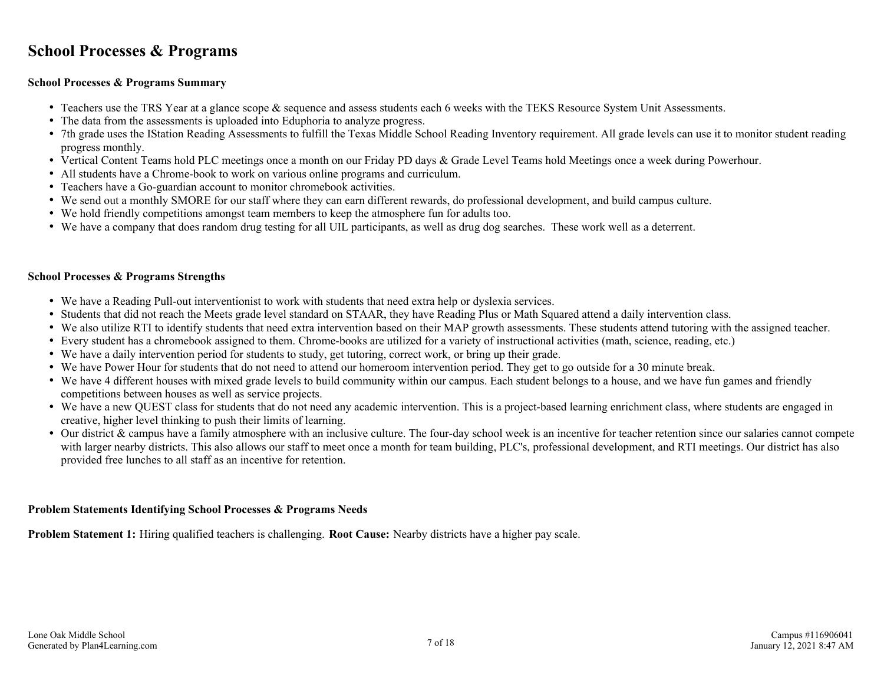# School Processes & Programs

### School Processes & Programs Summary

- Teachers use the TRS Year at a glance scope & sequence and assess students each 6 weeks with the TEKS Resource System Unit Assessments.
- The data from the assessments is uploaded into Eduphoria to analyze progress.
- 7th grade uses the IStation Reading Assessments to fulfill the Texas Middle School Reading Inventory requirement. All grade levels can use it to monitor student reading progress monthly.
- Vertical Content Teams hold PLC meetings once a month on our Friday PD days & Grade Level Teams hold Meetings once a week during Powerhour.
- All students have a Chrome-book to work on various online programs and curriculum.
- Teachers have a Go-guardian account to monitor chromebook activities.
- We send out a monthly SMORE for our staff where they can earn different rewards, do professional development, and build campus culture.
- We hold friendly competitions amongst team members to keep the atmosphere fun for adults too.
- We have a company that does random drug testing for all UIL participants, as well as drug dog searches. These work well as a deterrent.

### School Processes & Programs Strengths

- We have a Reading Pull-out interventionist to work with students that need extra help or dyslexia services.
- Students that did not reach the Meets grade level standard on STAAR, they have Reading Plus or Math Squared attend a daily intervention class.
- We also utilize RTI to identify students that need extra intervention based on their MAP growth assessments. These students attend tutoring with the assigned teacher.
- Every student has a chromebook assigned to them. Chrome-books are utilized for a variety of instructional activities (math, science, reading, etc.)
- We have a daily intervention period for students to study, get tutoring, correct work, or bring up their grade.
- We have Power Hour for students that do not need to attend our homeroom intervention period. They get to go outside for a 30 minute break.
- We have 4 different houses with mixed grade levels to build community within our campus. Each student belongs to a house, and we have fun games and friendly competitions between houses as well as service projects.
- We have a new QUEST class for students that do not need any academic intervention. This is a project-based learning enrichment class, where students are engaged in creative, higher level thinking to push their limits of learning.
- Our district & campus have a family atmosphere with an inclusive culture. The four-day school week is an incentive for teacher retention since our salaries cannot compete with larger nearby districts. This also allows our staff to meet once a month for team building, PLC's, professional development, and RTI meetings. Our district has also provided free lunches to all staff as an incentive for retention.

### Problem Statements Identifying School Processes & Programs Needs

**Problem Statement 1:** Hiring qualified teachers is challenging. **Root Cause:** Nearby districts have a higher pay scale.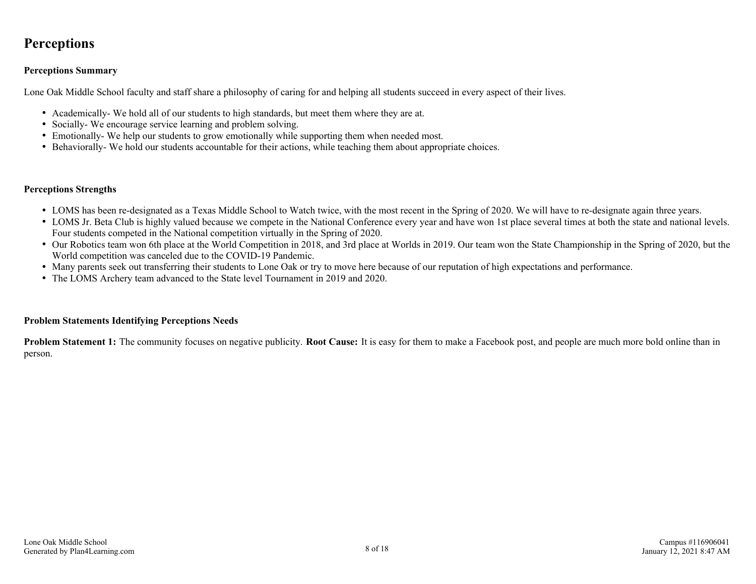# Perceptions

### Perceptions Summary

Lone Oak Middle School faculty and staff share a philosophy of caring for and helping all students succeed in every aspect of their lives.

- Academically- We hold all of our students to high standards, but meet them where they are at.
- Socially- We encourage service learning and problem solving.
- Emotionally- We help our students to grow emotionally while supporting them when needed most.
- Behaviorally- We hold our students accountable for their actions, while teaching them about appropriate choices.

### Perceptions Strengths

- LOMS has been re-designated as a Texas Middle School to Watch twice, with the most recent in the Spring of 2020. We will have to re-designate again three years.
- LOMS Jr. Beta Club is highly valued because we compete in the National Conference every year and have won 1st place several times at both the state and national levels. Four students competed in the National competition virtually in the Spring of 2020.
- Our Robotics team won 6th place at the World Competition in 2018, and 3rd place at Worlds in 2019. Our team won the State Championship in the Spring of 2020, but the World competition was canceled due to the COVID-19 Pandemic.
- Many parents seek out transferring their students to Lone Oak or try to move here because of our reputation of high expectations and performance.
- The LOMS Archery team advanced to the State level Tournament in 2019 and 2020.

### Problem Statements Identifying Perceptions Needs

**Problem Statement 1:** The community focuses on negative publicity. **Root Cause:** It is easy for them to make a Facebook post, and people are much more bold online than in person.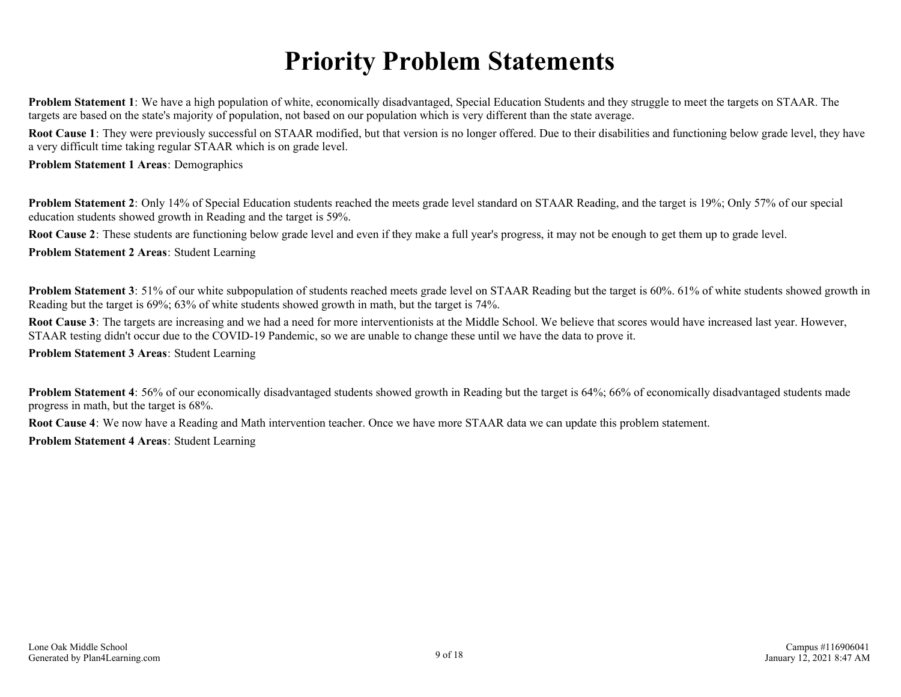# Priority Problem Statements

**Problem Statement 1**: We have a high population of white, economically disadvantaged, Special Education Students and they struggle to meet the targets on STAAR. The targets are based on the state's majority of population, not based on our population which is very different than the state average.

**Root Cause 1**: They were previously successful on STAAR modified, but that version is no longer offered. Due to their disabilities and functioning below grade level, they have a very difficult time taking regular STAAR which is on grade level.

**Problem Statement 1 Areas**: Demographics

**Problem Statement 2**: Only 14% of Special Education students reached the meets grade level standard on STAAR Reading, and the target is 19%; Only 57% of our special education students showed growth in Reading and the target is 59%.

**Root Cause 2**: These students are functioning below grade level and even if they make a full year's progress, it may not be enough to get them up to grade level.

**Problem Statement 2 Areas**: Student Learning

**Problem Statement 3**: 51% of our white subpopulation of students reached meets grade level on STAAR Reading but the target is 60%. 61% of white students showed growth in Reading but the target is 69%; 63% of white students showed growth in math, but the target is 74%.

**Root Cause 3**: The targets are increasing and we had a need for more interventionists at the Middle School. We believe that scores would have increased last year. However, STAAR testing didn't occur due to the COVID-19 Pandemic, so we are unable to change these until we have the data to prove it.

**Problem Statement 3 Areas**: Student Learning

**Problem Statement 4**: 56% of our economically disadvantaged students showed growth in Reading but the target is 64%; 66% of economically disadvantaged students made progress in math, but the target is 68%.

**Root Cause 4**: We now have a Reading and Math intervention teacher. Once we have more STAAR data we can update this problem statement.

**Problem Statement 4 Areas**: Student Learning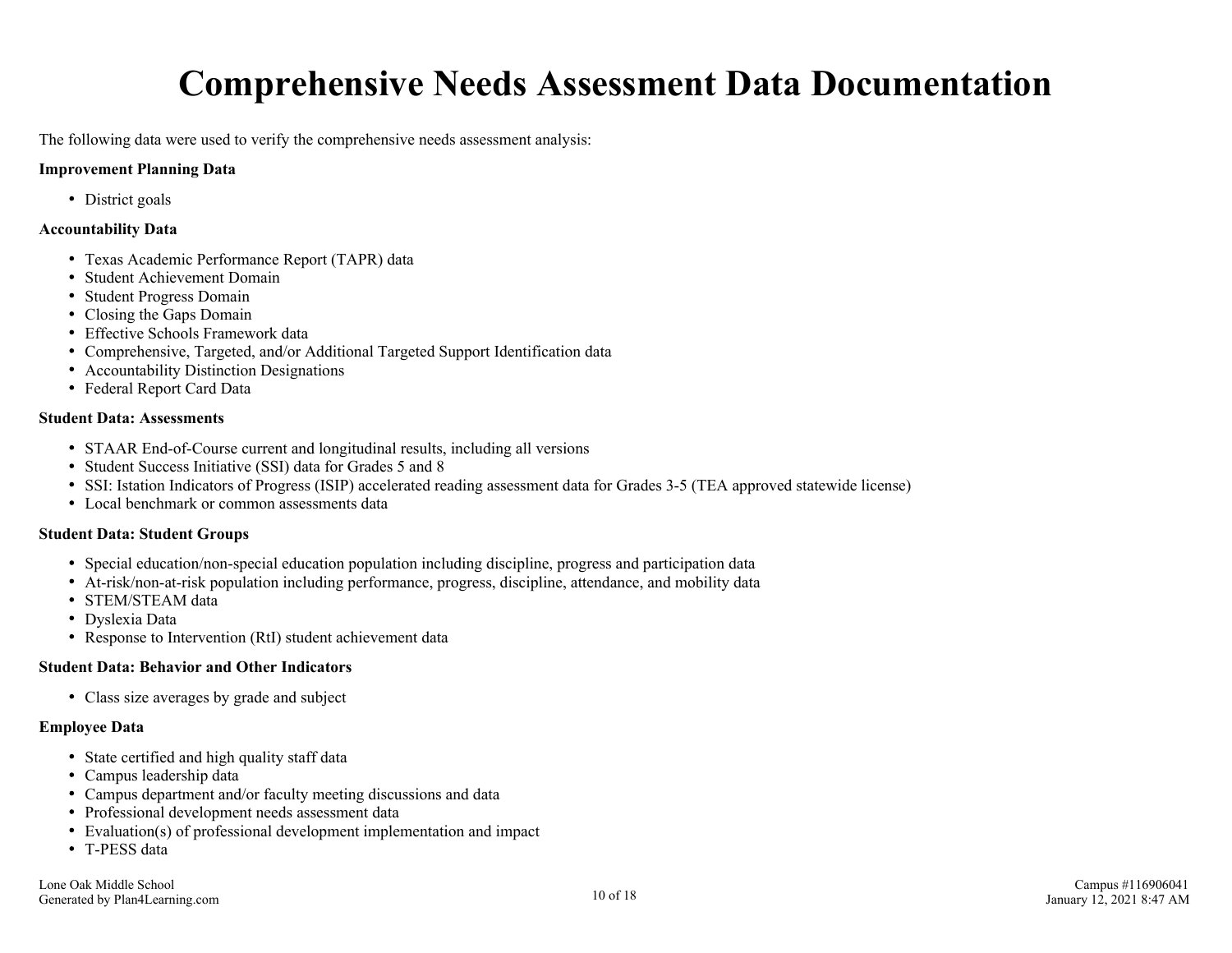# Comprehensive Needs Assessment Data Documentation

The following data were used to verify the comprehensive needs assessment analysis:

**Improvement Planning Data**

- District goals

**Accountability Data**

- Texas Academic Performance Report (TAPR) data
- Student Achievement Domain
- Student Progress Domain
- Closing the Gaps Domain
- Effective Schools Framework data
- Comprehensive, Targeted, and/or Additional Targeted Support Identification data
- Accountability Distinction Designations
- Federal Report Card Data

**Student Data: Assessments**

- STAAR End-of-Course current and longitudinal results, including all versions
- Student Success Initiative (SSI) data for Grades 5 and 8
- SSI: Istation Indicators of Progress (ISIP) accelerated reading assessment data for Grades 3-5 (TEA approved statewide license)
- Local benchmark or common assessments data

**Student Data: Student Groups**

- Special education/non-special education population including discipline, progress and participation data
- At-risk/non-at-risk population including performance, progress, discipline, attendance, and mobility data
- STEM/STEAM data
- Dyslexia Data
- Response to Intervention (RtI) student achievement data

**Student Data: Behavior and Other Indicators**

- Class size averages by grade and subject

**Employee Data**

- State certified and high quality staff data
- Campus leadership data
- Campus department and/or faculty meeting discussions and data
- Professional development needs assessment data
- Evaluation(s) of professional development implementation and impact
- T-PESS data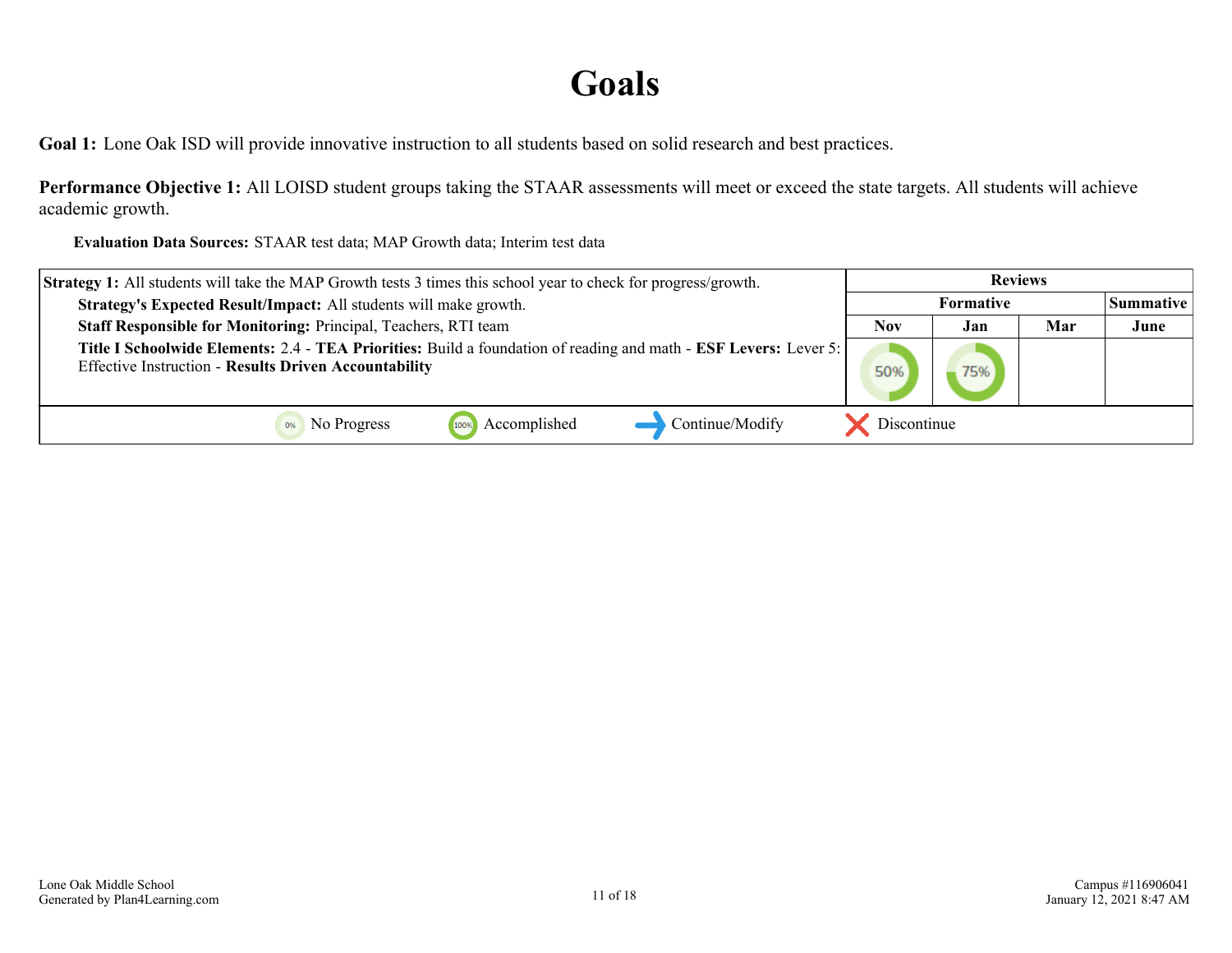# Goals

**Goal 1:** Lone Oak ISD will provide innovative instruction to all students based on solid research and best practices.

**Performance Objective 1:** All LOISD student groups taking the STAAR assessments will meet or exceed the state targets. All students will achieve academic growth.

**Evaluation Data Sources:** STAAR test data; MAP Growth data; Interim test data

| Strategy 1 Details | Reviews | | | |
|---|---|---|---|---|
| | Formative | | | Summative |
| | Nov | Jan | Mar | June |
| **Strategy 1:** All students will take the MAP Growth tests 3 times this school year to check for progress/growth.<br>**Strategy's Expected Result/Impact:** All students will make growth.<br>**Staff Responsible for Monitoring:** Principal, Teachers, RTI team<br>**Title I Schoolwide Elements:** 2.4 - **TEA Priorities:** Build a foundation of reading and math - **ESF Levers:** Lever 5: Effective Instruction - **Results Driven Accountability** | 50% | 75% | | |

0% No Progress | 100% Accomplished | Continue/Modify | Discontinue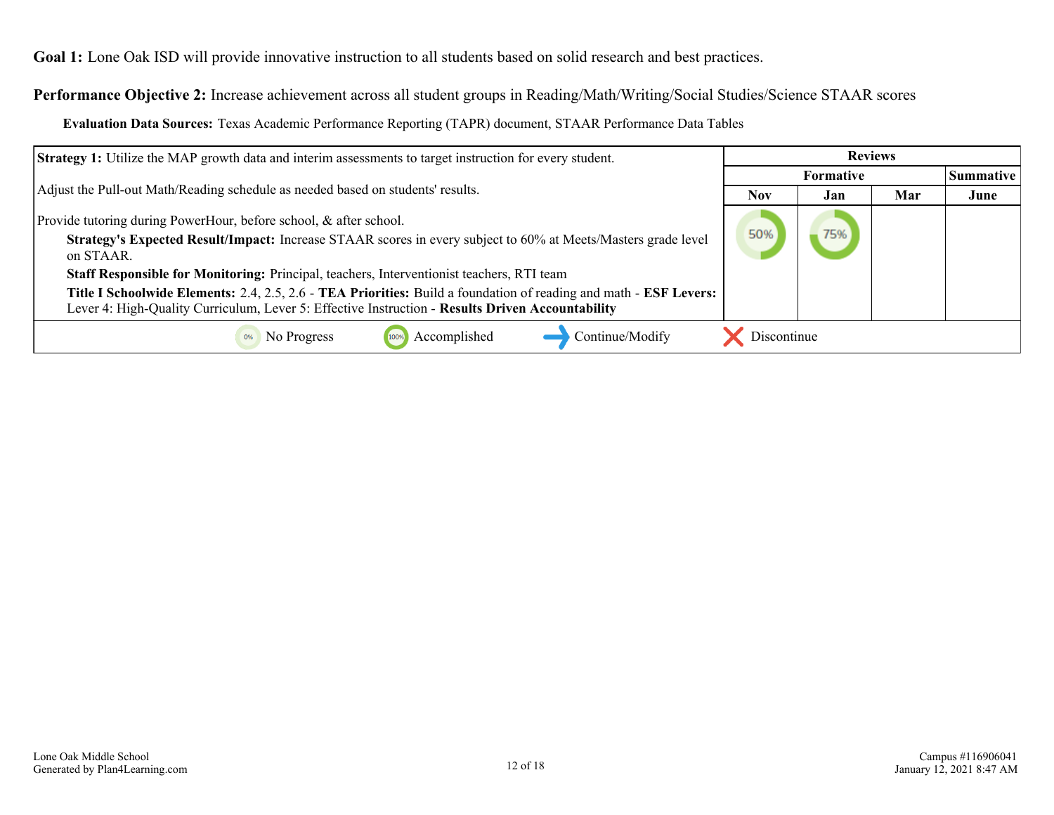**Goal 1:** Lone Oak ISD will provide innovative instruction to all students based on solid research and best practices.

**Performance Objective 2:** Increase achievement across all student groups in Reading/Math/Writing/Social Studies/Science STAAR scores

**Evaluation Data Sources:** Texas Academic Performance Reporting (TAPR) document, STAAR Performance Data Tables

| Strategy 1 | Reviews | | | |
|---|---|---|---|---|
| | Formative | | | Summative |
| | Nov | Jan | Mar | June |
| **Strategy 1:** Utilize the MAP growth data and interim assessments to target instruction for every student.<br><br>Adjust the Pull-out Math/Reading schedule as needed based on students' results.<br><br>Provide tutoring during PowerHour, before school, & after school.<br>**Strategy's Expected Result/Impact:** Increase STAAR scores in every subject to 60% at Meets/Masters grade level on STAAR.<br>**Staff Responsible for Monitoring:** Principal, teachers, Interventionist teachers, RTI team<br>**Title I Schoolwide Elements:** 2.4, 2.5, 2.6 - **TEA Priorities:** Build a foundation of reading and math - **ESF Levers:** Lever 4: High-Quality Curriculum, Lever 5: Effective Instruction - **Results Driven Accountability** | 50% | 75% | | |

0% No Progress | 100% Accomplished | Continue/Modify | Discontinue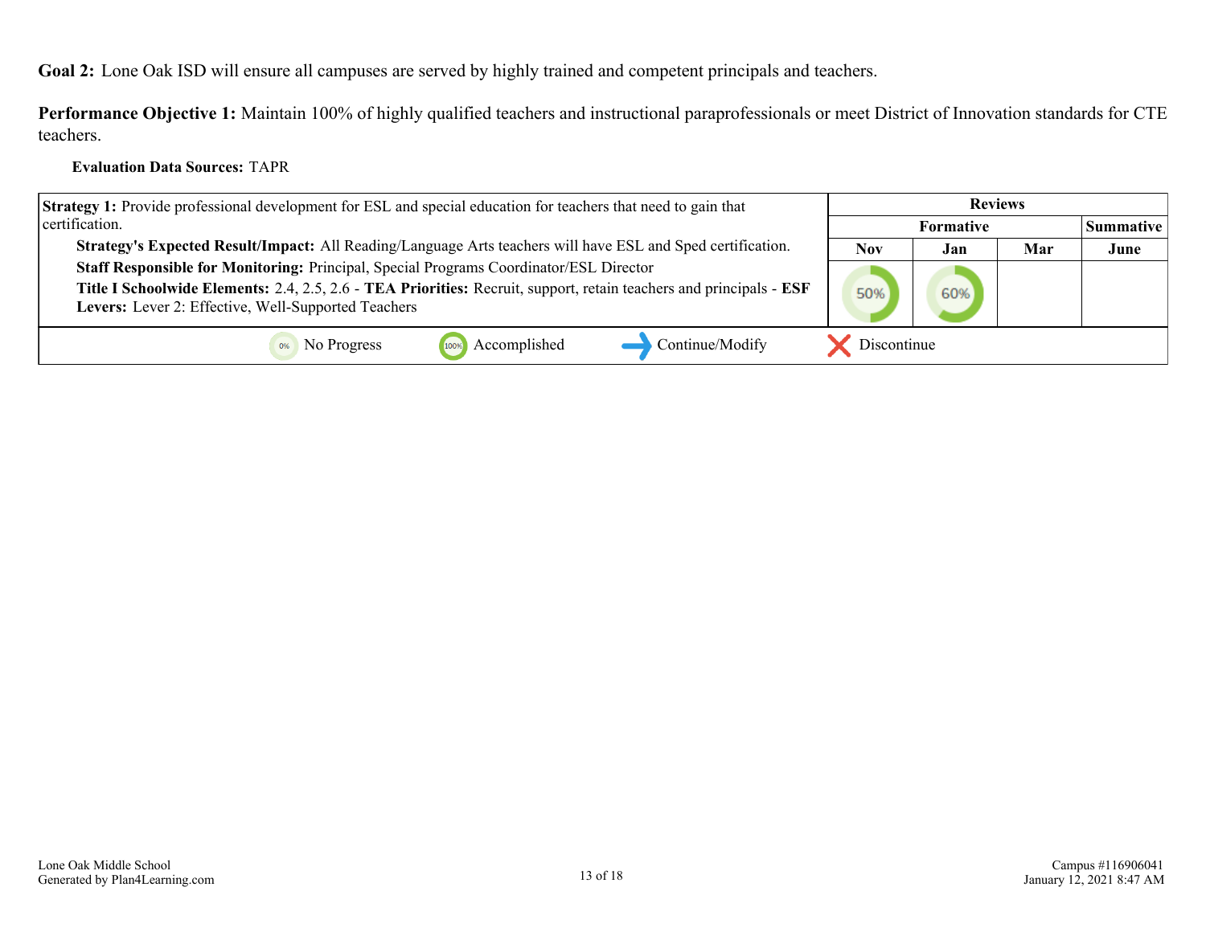**Goal 2:** Lone Oak ISD will ensure all campuses are served by highly trained and competent principals and teachers.

**Performance Objective 1:** Maintain 100% of highly qualified teachers and instructional paraprofessionals or meet District of Innovation standards for CTE teachers.

**Evaluation Data Sources:** TAPR

| Strategy 1 | Reviews | | | |
|---|---|---|---|---|
| | Formative | | | Summative |
| | Nov | Jan | Mar | June |
| **Strategy 1:** Provide professional development for ESL and special education for teachers that need to gain that certification.<br>**Strategy's Expected Result/Impact:** All Reading/Language Arts teachers will have ESL and Sped certification.<br>**Staff Responsible for Monitoring:** Principal, Special Programs Coordinator/ESL Director<br>**Title I Schoolwide Elements:** 2.4, 2.5, 2.6 - **TEA Priorities:** Recruit, support, retain teachers and principals - **ESF Levers:** Lever 2: Effective, Well-Supported Teachers | 50% | 60% | | |

0% No Progress | 100% Accomplished | Continue/Modify | Discontinue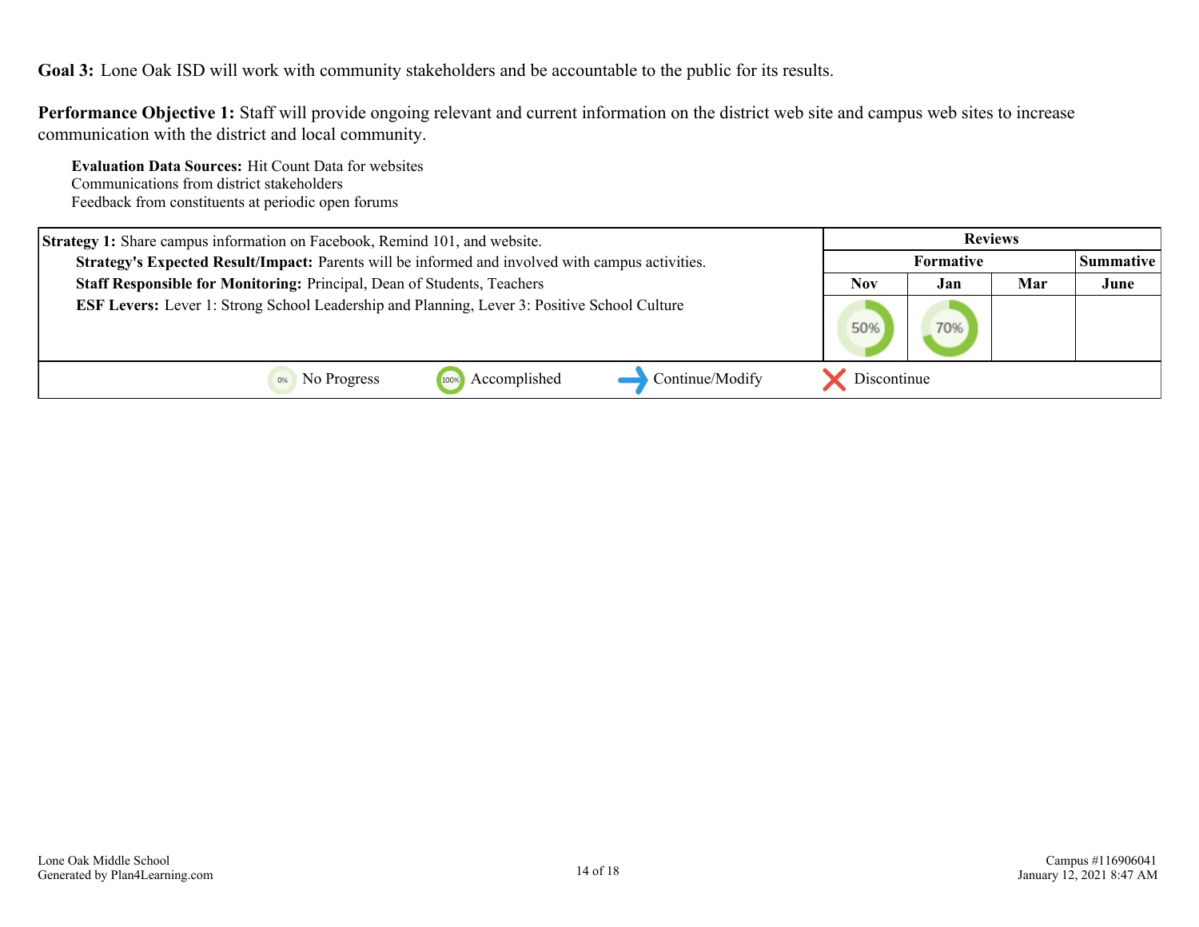**Goal 3:** Lone Oak ISD will work with community stakeholders and be accountable to the public for its results.

**Performance Objective 1:** Staff will provide ongoing relevant and current information on the district web site and campus web sites to increase communication with the district and local community.

**Evaluation Data Sources:** Hit Count Data for websites
Communications from district stakeholders
Feedback from constituents at periodic open forums

| Strategy 1 | Reviews | | | |
|---|---|---|---|---|
| | Formative | | | Summative |
| | Nov | Jan | Mar | June |
| **Strategy 1:** Share campus information on Facebook, Remind 101, and website.<br>**Strategy's Expected Result/Impact:** Parents will be informed and involved with campus activities.<br>**Staff Responsible for Monitoring:** Principal, Dean of Students, Teachers<br>**ESF Levers:** Lever 1: Strong School Leadership and Planning, Lever 3: Positive School Culture | 50% | 70% | | |

0% No Progress | 100% Accomplished | Continue/Modify | Discontinue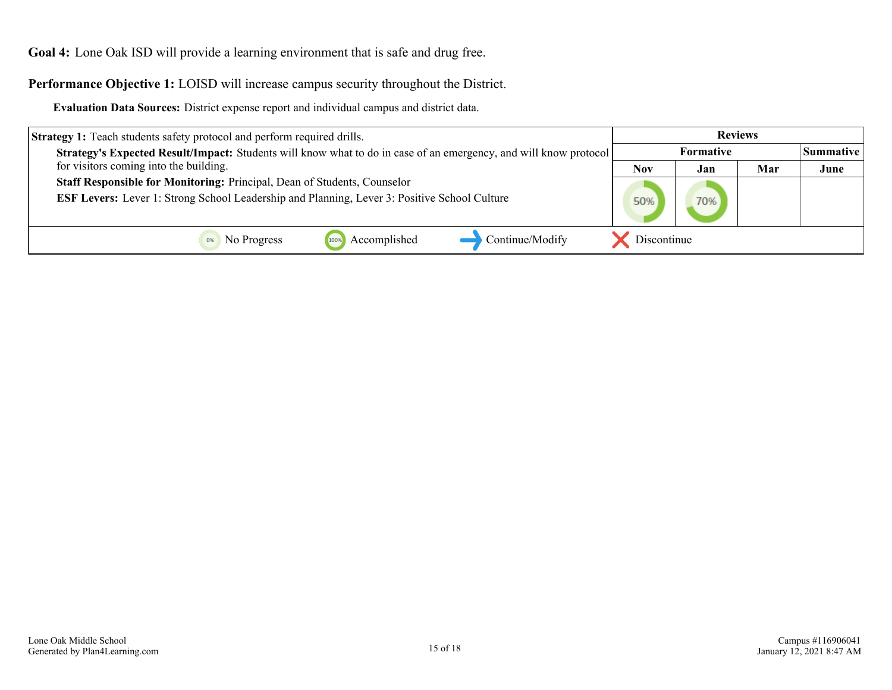**Goal 4:** Lone Oak ISD will provide a learning environment that is safe and drug free.

**Performance Objective 1:** LOISD will increase campus security throughout the District.

**Evaluation Data Sources:** District expense report and individual campus and district data.

| Strategy 1 | Reviews | | | |
|---|---|---|---|---|
| | Formative | | | Summative |
| | Nov | Jan | Mar | June |
| **Strategy 1:** Teach students safety protocol and perform required drills.<br>**Strategy's Expected Result/Impact:** Students will know what to do in case of an emergency, and will know protocol for visitors coming into the building.<br>**Staff Responsible for Monitoring:** Principal, Dean of Students, Counselor<br>**ESF Levers:** Lever 1: Strong School Leadership and Planning, Lever 3: Positive School Culture | 50% | 70% | | |

0% No Progress | 100% Accomplished | Continue/Modify | Discontinue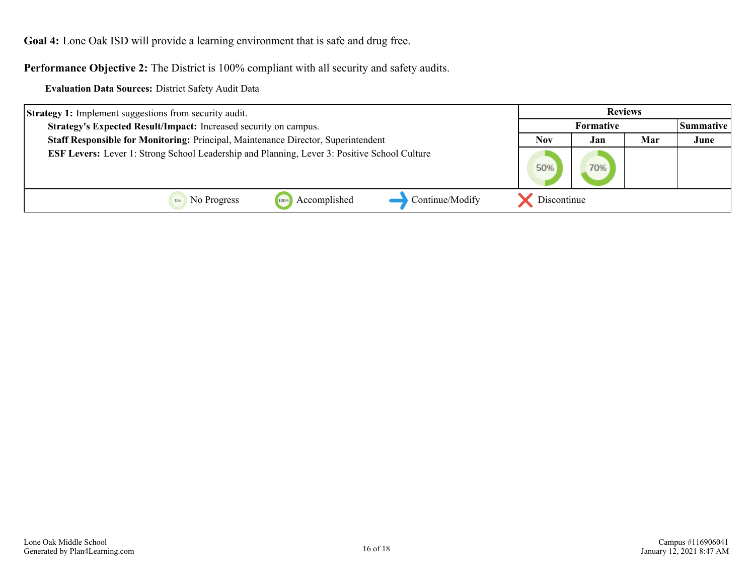**Goal 4:** Lone Oak ISD will provide a learning environment that is safe and drug free.

**Performance Objective 2:** The District is 100% compliant with all security and safety audits.

**Evaluation Data Sources:** District Safety Audit Data

| Strategy 1 | Reviews | | | |
|---|---|---|---|---|
| | Formative | | | Summative |
| | Nov | Jan | Mar | June |
| **Strategy 1:** Implement suggestions from security audit.<br>**Strategy's Expected Result/Impact:** Increased security on campus.<br>**Staff Responsible for Monitoring:** Principal, Maintenance Director, Superintendent<br>**ESF Levers:** Lever 1: Strong School Leadership and Planning, Lever 3: Positive School Culture | 50% | 70% | | |

0% No Progress | 100% Accomplished | Continue/Modify | Discontinue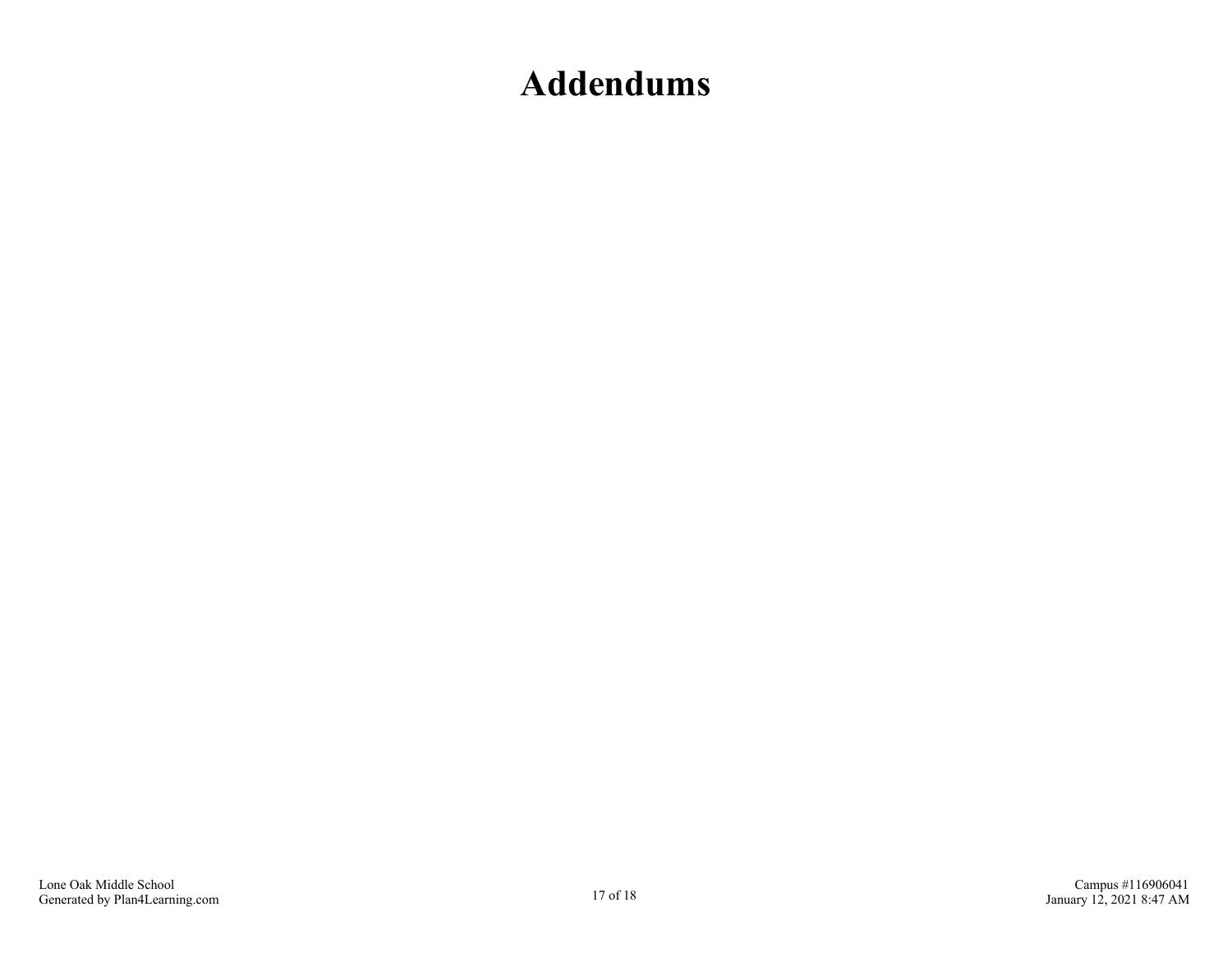# Addendums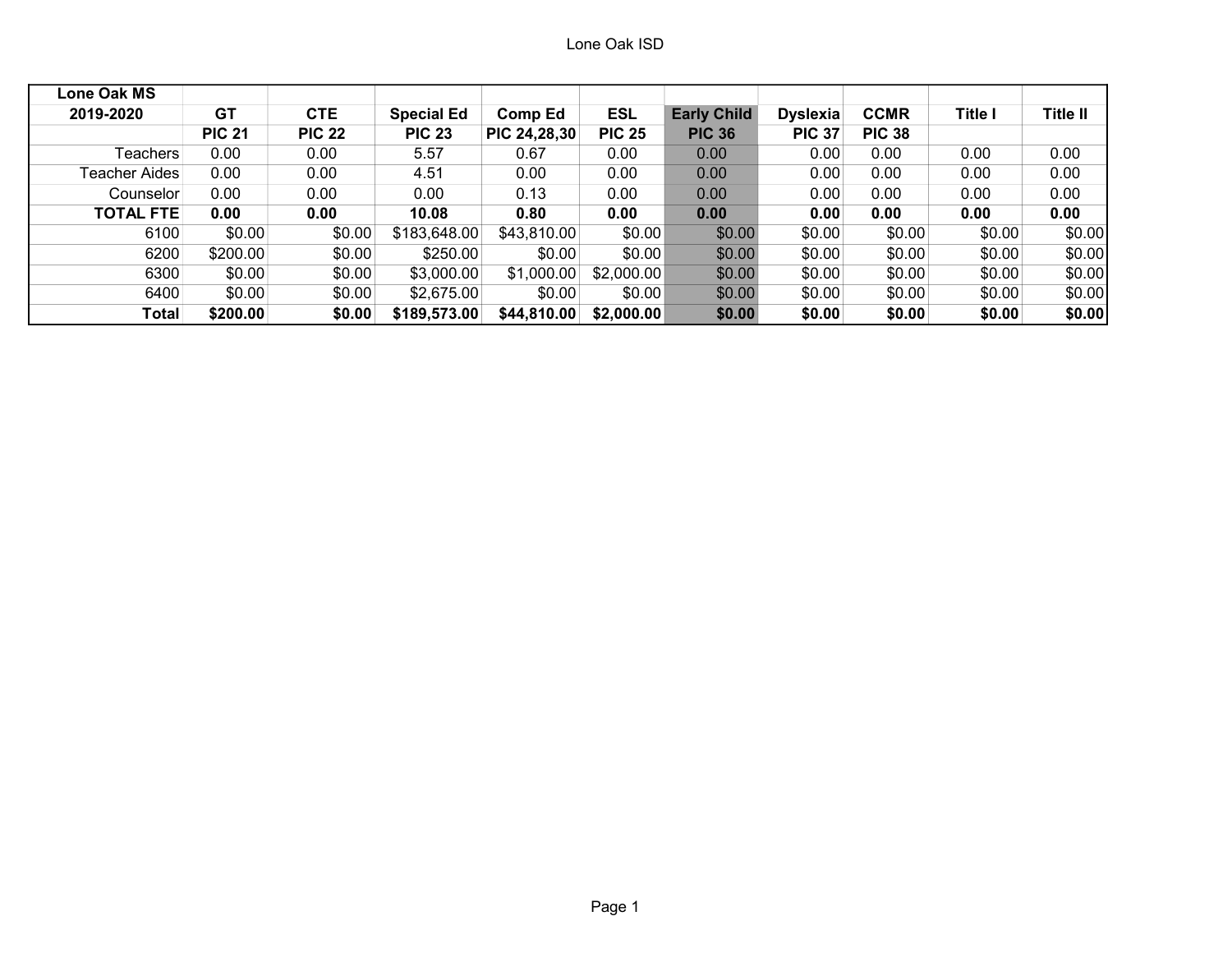Lone Oak ISD

| Lone Oak MS | | | | | | | | | | |
|---|---|---|---|---|---|---|---|---|---|---|
| 2019-2020 | GT | CTE | Special Ed | Comp Ed | ESL | Early Child | Dyslexia | CCMR | Title I | Title II |
| | PIC 21 | PIC 22 | PIC 23 | PIC 24,28,30 | PIC 25 | PIC 36 | PIC 37 | PIC 38 | | |
| Teachers | 0.00 | 0.00 | 5.57 | 0.67 | 0.00 | 0.00 | 0.00 | 0.00 | 0.00 | 0.00 |
| Teacher Aides | 0.00 | 0.00 | 4.51 | 0.00 | 0.00 | 0.00 | 0.00 | 0.00 | 0.00 | 0.00 |
| Counselor | 0.00 | 0.00 | 0.00 | 0.13 | 0.00 | 0.00 | 0.00 | 0.00 | 0.00 | 0.00 |
| **TOTAL FTE** | **0.00** | **0.00** | **10.08** | **0.80** | **0.00** | **0.00** | **0.00** | **0.00** | **0.00** | **0.00** |
| 6100 | $0.00 | $0.00 | $183,648.00 | $43,810.00 | $0.00 | $0.00 | $0.00 | $0.00 | $0.00 | $0.00 |
| 6200 | $200.00 | $0.00 | $250.00 | $0.00 | $0.00 | $0.00 | $0.00 | $0.00 | $0.00 | $0.00 |
| 6300 | $0.00 | $0.00 | $3,000.00 | $1,000.00 | $2,000.00 | $0.00 | $0.00 | $0.00 | $0.00 | $0.00 |
| 6400 | $0.00 | $0.00 | $2,675.00 | $0.00 | $0.00 | $0.00 | $0.00 | $0.00 | $0.00 | $0.00 |
| **Total** | **$200.00** | **$0.00** | **$189,573.00** | **$44,810.00** | **$2,000.00** | **$0.00** | **$0.00** | **$0.00** | **$0.00** | **$0.00** |